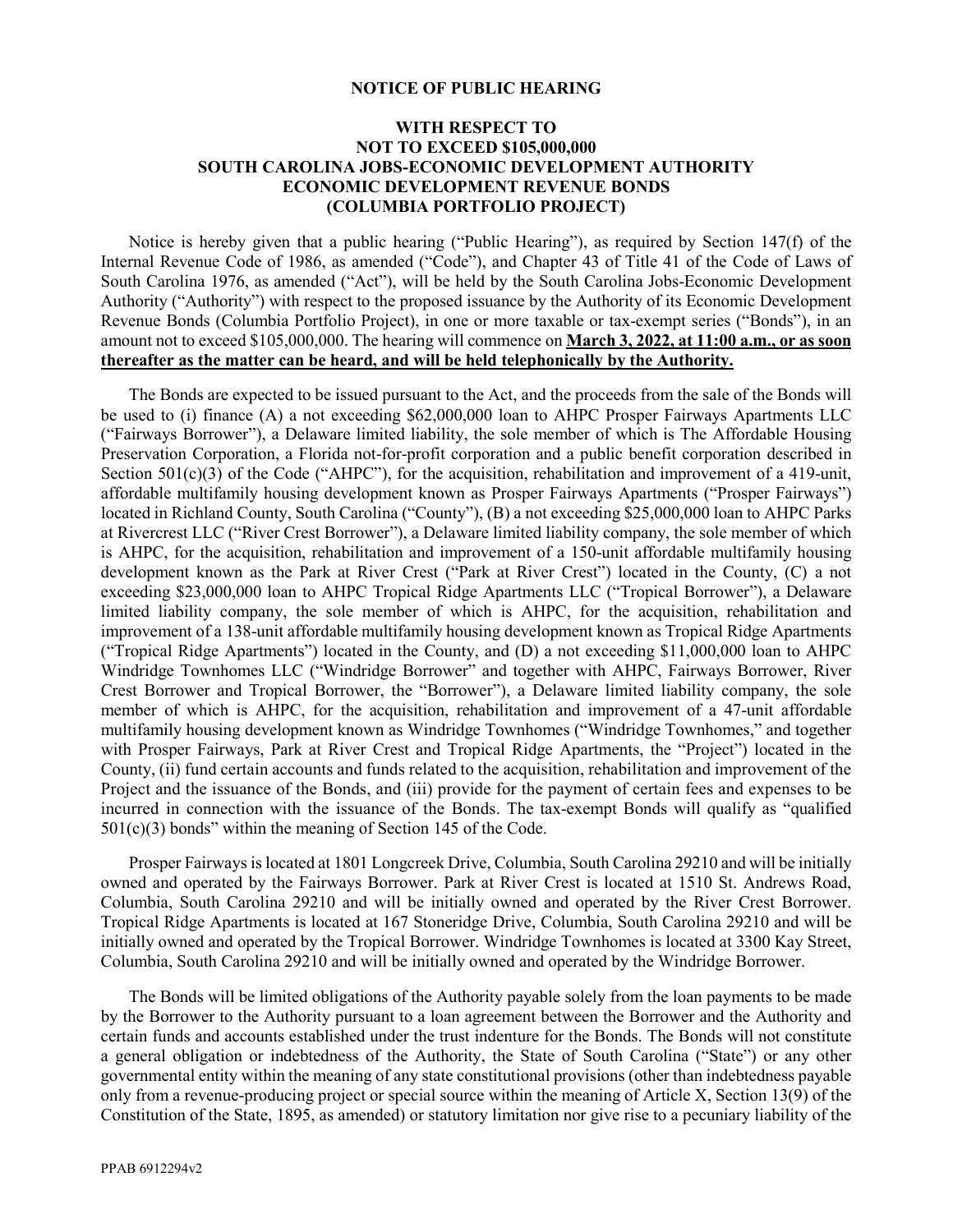**NOTICE OF PUBLIC HEARING**

**WITH RESPECT TO**
**NOT TO EXCEED $105,000,000**
**SOUTH CAROLINA JOBS-ECONOMIC DEVELOPMENT AUTHORITY**
**ECONOMIC DEVELOPMENT REVENUE BONDS**
**(COLUMBIA PORTFOLIO PROJECT)**

Notice is hereby given that a public hearing ("Public Hearing"), as required by Section 147(f) of the Internal Revenue Code of 1986, as amended ("Code"), and Chapter 43 of Title 41 of the Code of Laws of South Carolina 1976, as amended ("Act"), will be held by the South Carolina Jobs-Economic Development Authority ("Authority") with respect to the proposed issuance by the Authority of its Economic Development Revenue Bonds (Columbia Portfolio Project), in one or more taxable or tax-exempt series ("Bonds"), in an amount not to exceed $105,000,000. The hearing will commence on **March 3, 2022, at 11:00 a.m., or as soon thereafter as the matter can be heard, and will be held telephonically by the Authority.**

The Bonds are expected to be issued pursuant to the Act, and the proceeds from the sale of the Bonds will be used to (i) finance (A) a not exceeding $62,000,000 loan to AHPC Prosper Fairways Apartments LLC ("Fairways Borrower"), a Delaware limited liability, the sole member of which is The Affordable Housing Preservation Corporation, a Florida not-for-profit corporation and a public benefit corporation described in Section 501(c)(3) of the Code ("AHPC"), for the acquisition, rehabilitation and improvement of a 419-unit, affordable multifamily housing development known as Prosper Fairways Apartments ("Prosper Fairways") located in Richland County, South Carolina ("County"), (B) a not exceeding $25,000,000 loan to AHPC Parks at Rivercrest LLC ("River Crest Borrower"), a Delaware limited liability company, the sole member of which is AHPC, for the acquisition, rehabilitation and improvement of a 150-unit affordable multifamily housing development known as the Park at River Crest ("Park at River Crest") located in the County, (C) a not exceeding $23,000,000 loan to AHPC Tropical Ridge Apartments LLC ("Tropical Borrower"), a Delaware limited liability company, the sole member of which is AHPC, for the acquisition, rehabilitation and improvement of a 138-unit affordable multifamily housing development known as Tropical Ridge Apartments ("Tropical Ridge Apartments") located in the County, and (D) a not exceeding $11,000,000 loan to AHPC Windridge Townhomes LLC ("Windridge Borrower" and together with AHPC, Fairways Borrower, River Crest Borrower and Tropical Borrower, the "Borrower"), a Delaware limited liability company, the sole member of which is AHPC, for the acquisition, rehabilitation and improvement of a 47-unit affordable multifamily housing development known as Windridge Townhomes ("Windridge Townhomes," and together with Prosper Fairways, Park at River Crest and Tropical Ridge Apartments, the "Project") located in the County, (ii) fund certain accounts and funds related to the acquisition, rehabilitation and improvement of the Project and the issuance of the Bonds, and (iii) provide for the payment of certain fees and expenses to be incurred in connection with the issuance of the Bonds. The tax-exempt Bonds will qualify as "qualified 501(c)(3) bonds" within the meaning of Section 145 of the Code.

Prosper Fairways is located at 1801 Longcreek Drive, Columbia, South Carolina 29210 and will be initially owned and operated by the Fairways Borrower. Park at River Crest is located at 1510 St. Andrews Road, Columbia, South Carolina 29210 and will be initially owned and operated by the River Crest Borrower. Tropical Ridge Apartments is located at 167 Stoneridge Drive, Columbia, South Carolina 29210 and will be initially owned and operated by the Tropical Borrower. Windridge Townhomes is located at 3300 Kay Street, Columbia, South Carolina 29210 and will be initially owned and operated by the Windridge Borrower.

The Bonds will be limited obligations of the Authority payable solely from the loan payments to be made by the Borrower to the Authority pursuant to a loan agreement between the Borrower and the Authority and certain funds and accounts established under the trust indenture for the Bonds. The Bonds will not constitute a general obligation or indebtedness of the Authority, the State of South Carolina ("State") or any other governmental entity within the meaning of any state constitutional provisions (other than indebtedness payable only from a revenue-producing project or special source within the meaning of Article X, Section 13(9) of the Constitution of the State, 1895, as amended) or statutory limitation nor give rise to a pecuniary liability of the

PPAB 6912294v2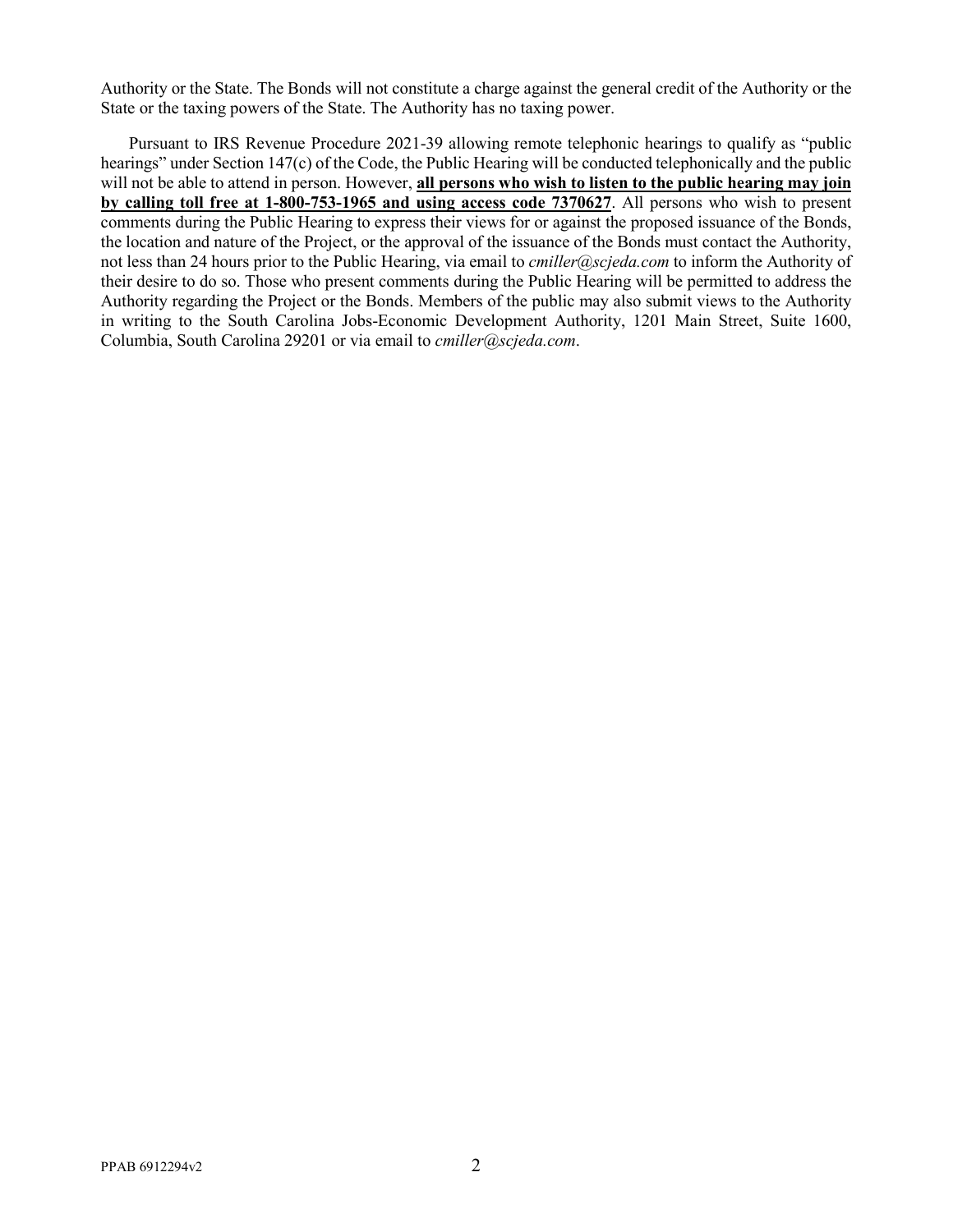Authority or the State. The Bonds will not constitute a charge against the general credit of the Authority or the State or the taxing powers of the State. The Authority has no taxing power.

Pursuant to IRS Revenue Procedure 2021-39 allowing remote telephonic hearings to qualify as "public hearings" under Section 147(c) of the Code, the Public Hearing will be conducted telephonically and the public will not be able to attend in person. However, **all persons who wish to listen to the public hearing may join by calling toll free at 1-800-753-1965 and using access code 7370627**. All persons who wish to present comments during the Public Hearing to express their views for or against the proposed issuance of the Bonds, the location and nature of the Project, or the approval of the issuance of the Bonds must contact the Authority, not less than 24 hours prior to the Public Hearing, via email to *cmiller@scjeda.com* to inform the Authority of their desire to do so. Those who present comments during the Public Hearing will be permitted to address the Authority regarding the Project or the Bonds. Members of the public may also submit views to the Authority in writing to the South Carolina Jobs-Economic Development Authority, 1201 Main Street, Suite 1600, Columbia, South Carolina 29201 or via email to *cmiller@scjeda.com*.